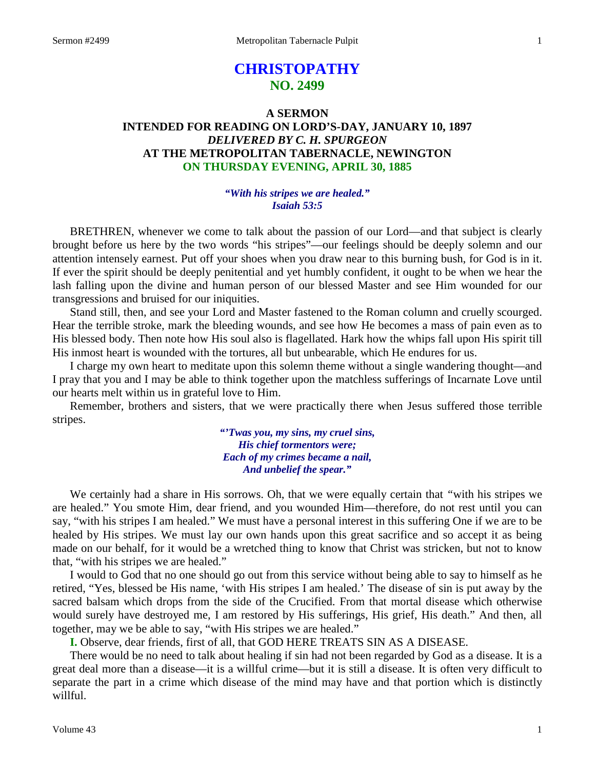# CHRISTOPATHY
## NO. 2499

### A SERMON
### INTENDED FOR READING ON LORD'S-DAY, JANUARY 10, 1897
### *DELIVERED BY C. H. SPURGEON*
### AT THE METROPOLITAN TABERNACLE, NEWINGTON
### ON THURSDAY EVENING, APRIL 30, 1885

*"With his stripes we are healed."*
*Isaiah 53:5*

BRETHREN, whenever we come to talk about the passion of our Lord—and that subject is clearly brought before us here by the two words "his stripes"—our feelings should be deeply solemn and our attention intensely earnest. Put off your shoes when you draw near to this burning bush, for God is in it. If ever the spirit should be deeply penitential and yet humbly confident, it ought to be when we hear the lash falling upon the divine and human person of our blessed Master and see Him wounded for our transgressions and bruised for our iniquities.

Stand still, then, and see your Lord and Master fastened to the Roman column and cruelly scourged. Hear the terrible stroke, mark the bleeding wounds, and see how He becomes a mass of pain even as to His blessed body. Then note how His soul also is flagellated. Hark how the whips fall upon His spirit till His inmost heart is wounded with the tortures, all but unbearable, which He endures for us.

I charge my own heart to meditate upon this solemn theme without a single wandering thought—and I pray that you and I may be able to think together upon the matchless sufferings of Incarnate Love until our hearts melt within us in grateful love to Him.

Remember, brothers and sisters, that we were practically there when Jesus suffered those terrible stripes.

*"'Twas you, my sins, my cruel sins,*
*His chief tormentors were;*
*Each of my crimes became a nail,*
*And unbelief the spear."*

We certainly had a share in His sorrows. Oh, that we were equally certain that "with his stripes we are healed." You smote Him, dear friend, and you wounded Him—therefore, do not rest until you can say, "with his stripes I am healed." We must have a personal interest in this suffering One if we are to be healed by His stripes. We must lay our own hands upon this great sacrifice and so accept it as being made on our behalf, for it would be a wretched thing to know that Christ was stricken, but not to know that, "with his stripes we are healed."

I would to God that no one should go out from this service without being able to say to himself as he retired, "Yes, blessed be His name, 'with His stripes I am healed.' The disease of sin is put away by the sacred balsam which drops from the side of the Crucified. From that mortal disease which otherwise would surely have destroyed me, I am restored by His sufferings, His grief, His death." And then, all together, may we be able to say, "with His stripes we are healed."

**I.** Observe, dear friends, first of all, that GOD HERE TREATS SIN AS A DISEASE.

There would be no need to talk about healing if sin had not been regarded by God as a disease. It is a great deal more than a disease—it is a willful crime—but it is still a disease. It is often very difficult to separate the part in a crime which disease of the mind may have and that portion which is distinctly willful.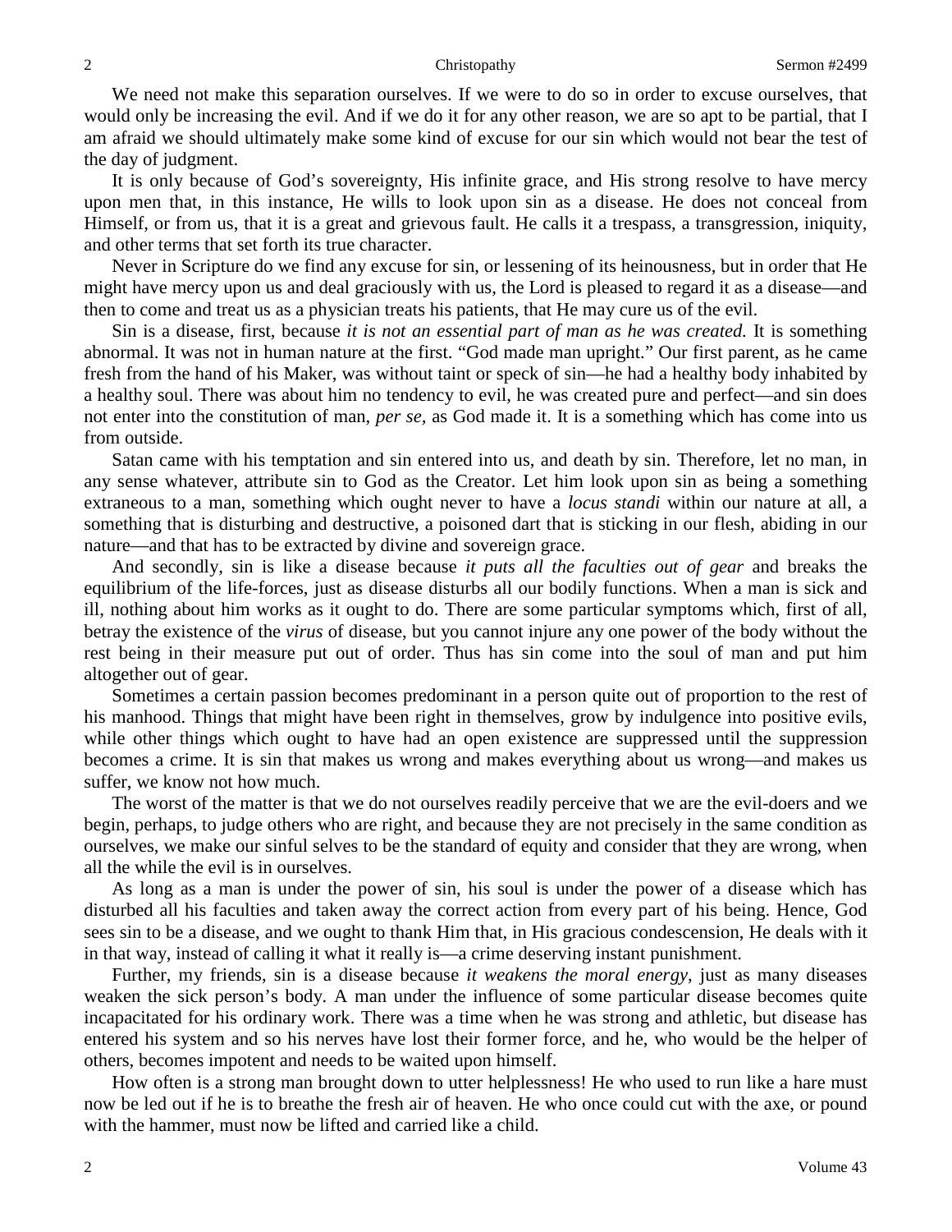We need not make this separation ourselves. If we were to do so in order to excuse ourselves, that would only be increasing the evil. And if we do it for any other reason, we are so apt to be partial, that I am afraid we should ultimately make some kind of excuse for our sin which would not bear the test of the day of judgment.

It is only because of God's sovereignty, His infinite grace, and His strong resolve to have mercy upon men that, in this instance, He wills to look upon sin as a disease. He does not conceal from Himself, or from us, that it is a great and grievous fault. He calls it a trespass, a transgression, iniquity, and other terms that set forth its true character.

Never in Scripture do we find any excuse for sin, or lessening of its heinousness, but in order that He might have mercy upon us and deal graciously with us, the Lord is pleased to regard it as a disease—and then to come and treat us as a physician treats his patients, that He may cure us of the evil.

Sin is a disease, first, because *it is not an essential part of man as he was created.* It is something abnormal. It was not in human nature at the first. "God made man upright." Our first parent, as he came fresh from the hand of his Maker, was without taint or speck of sin—he had a healthy body inhabited by a healthy soul. There was about him no tendency to evil, he was created pure and perfect—and sin does not enter into the constitution of man, *per se*, as God made it. It is a something which has come into us from outside.

Satan came with his temptation and sin entered into us, and death by sin. Therefore, let no man, in any sense whatever, attribute sin to God as the Creator. Let him look upon sin as being a something extraneous to a man, something which ought never to have a *locus standi* within our nature at all, a something that is disturbing and destructive, a poisoned dart that is sticking in our flesh, abiding in our nature—and that has to be extracted by divine and sovereign grace.

And secondly, sin is like a disease because *it puts all the faculties out of gear* and breaks the equilibrium of the life-forces, just as disease disturbs all our bodily functions. When a man is sick and ill, nothing about him works as it ought to do. There are some particular symptoms which, first of all, betray the existence of the *virus* of disease, but you cannot injure any one power of the body without the rest being in their measure put out of order. Thus has sin come into the soul of man and put him altogether out of gear.

Sometimes a certain passion becomes predominant in a person quite out of proportion to the rest of his manhood. Things that might have been right in themselves, grow by indulgence into positive evils, while other things which ought to have had an open existence are suppressed until the suppression becomes a crime. It is sin that makes us wrong and makes everything about us wrong—and makes us suffer, we know not how much.

The worst of the matter is that we do not ourselves readily perceive that we are the evil-doers and we begin, perhaps, to judge others who are right, and because they are not precisely in the same condition as ourselves, we make our sinful selves to be the standard of equity and consider that they are wrong, when all the while the evil is in ourselves.

As long as a man is under the power of sin, his soul is under the power of a disease which has disturbed all his faculties and taken away the correct action from every part of his being. Hence, God sees sin to be a disease, and we ought to thank Him that, in His gracious condescension, He deals with it in that way, instead of calling it what it really is—a crime deserving instant punishment.

Further, my friends, sin is a disease because *it weakens the moral energy*, just as many diseases weaken the sick person's body. A man under the influence of some particular disease becomes quite incapacitated for his ordinary work. There was a time when he was strong and athletic, but disease has entered his system and so his nerves have lost their former force, and he, who would be the helper of others, becomes impotent and needs to be waited upon himself.

How often is a strong man brought down to utter helplessness! He who used to run like a hare must now be led out if he is to breathe the fresh air of heaven. He who once could cut with the axe, or pound with the hammer, must now be lifted and carried like a child.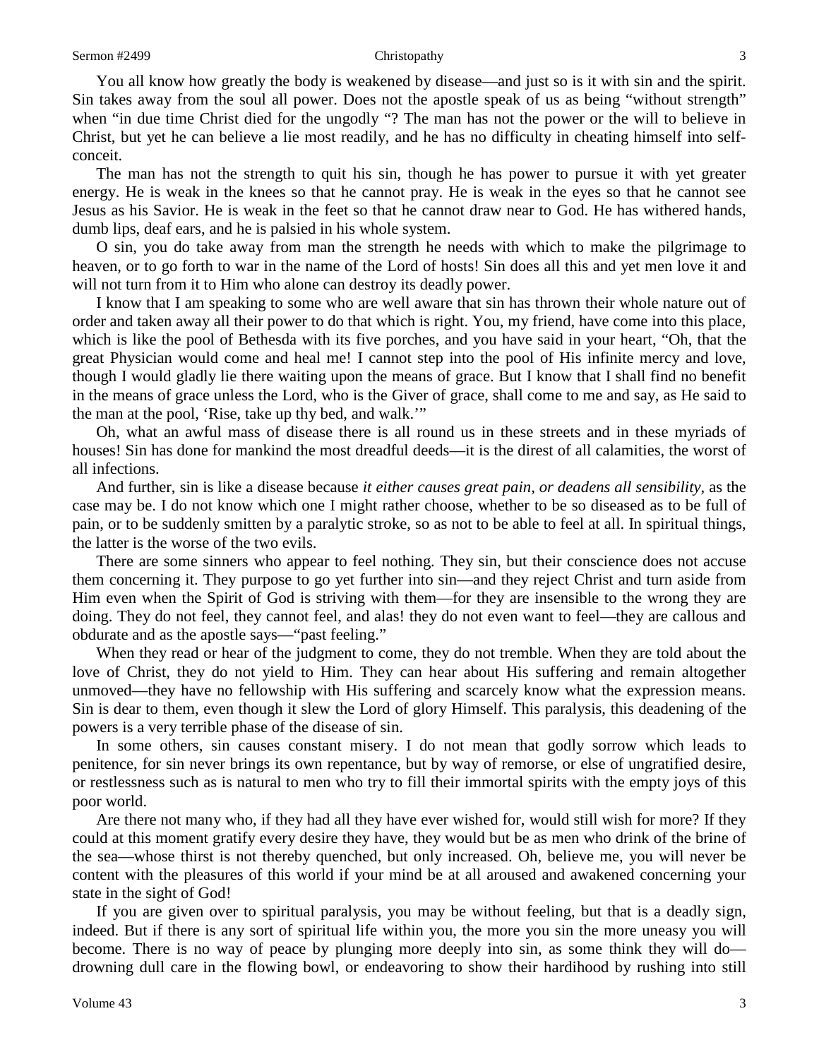You all know how greatly the body is weakened by disease—and just so is it with sin and the spirit. Sin takes away from the soul all power. Does not the apostle speak of us as being "without strength" when "in due time Christ died for the ungodly "? The man has not the power or the will to believe in Christ, but yet he can believe a lie most readily, and he has no difficulty in cheating himself into self-conceit.

The man has not the strength to quit his sin, though he has power to pursue it with yet greater energy. He is weak in the knees so that he cannot pray. He is weak in the eyes so that he cannot see Jesus as his Savior. He is weak in the feet so that he cannot draw near to God. He has withered hands, dumb lips, deaf ears, and he is palsied in his whole system.

O sin, you do take away from man the strength he needs with which to make the pilgrimage to heaven, or to go forth to war in the name of the Lord of hosts! Sin does all this and yet men love it and will not turn from it to Him who alone can destroy its deadly power.

I know that I am speaking to some who are well aware that sin has thrown their whole nature out of order and taken away all their power to do that which is right. You, my friend, have come into this place, which is like the pool of Bethesda with its five porches, and you have said in your heart, "Oh, that the great Physician would come and heal me! I cannot step into the pool of His infinite mercy and love, though I would gladly lie there waiting upon the means of grace. But I know that I shall find no benefit in the means of grace unless the Lord, who is the Giver of grace, shall come to me and say, as He said to the man at the pool, 'Rise, take up thy bed, and walk.'"

Oh, what an awful mass of disease there is all round us in these streets and in these myriads of houses! Sin has done for mankind the most dreadful deeds—it is the direst of all calamities, the worst of all infections.

And further, sin is like a disease because *it either causes great pain, or deadens all sensibility*, as the case may be. I do not know which one I might rather choose, whether to be so diseased as to be full of pain, or to be suddenly smitten by a paralytic stroke, so as not to be able to feel at all. In spiritual things, the latter is the worse of the two evils.

There are some sinners who appear to feel nothing. They sin, but their conscience does not accuse them concerning it. They purpose to go yet further into sin—and they reject Christ and turn aside from Him even when the Spirit of God is striving with them—for they are insensible to the wrong they are doing. They do not feel, they cannot feel, and alas! they do not even want to feel—they are callous and obdurate and as the apostle says—"past feeling."

When they read or hear of the judgment to come, they do not tremble. When they are told about the love of Christ, they do not yield to Him. They can hear about His suffering and remain altogether unmoved—they have no fellowship with His suffering and scarcely know what the expression means. Sin is dear to them, even though it slew the Lord of glory Himself. This paralysis, this deadening of the powers is a very terrible phase of the disease of sin.

In some others, sin causes constant misery. I do not mean that godly sorrow which leads to penitence, for sin never brings its own repentance, but by way of remorse, or else of ungratified desire, or restlessness such as is natural to men who try to fill their immortal spirits with the empty joys of this poor world.

Are there not many who, if they had all they have ever wished for, would still wish for more? If they could at this moment gratify every desire they have, they would but be as men who drink of the brine of the sea—whose thirst is not thereby quenched, but only increased. Oh, believe me, you will never be content with the pleasures of this world if your mind be at all aroused and awakened concerning your state in the sight of God!

If you are given over to spiritual paralysis, you may be without feeling, but that is a deadly sign, indeed. But if there is any sort of spiritual life within you, the more you sin the more uneasy you will become. There is no way of peace by plunging more deeply into sin, as some think they will do—drowning dull care in the flowing bowl, or endeavoring to show their hardihood by rushing into still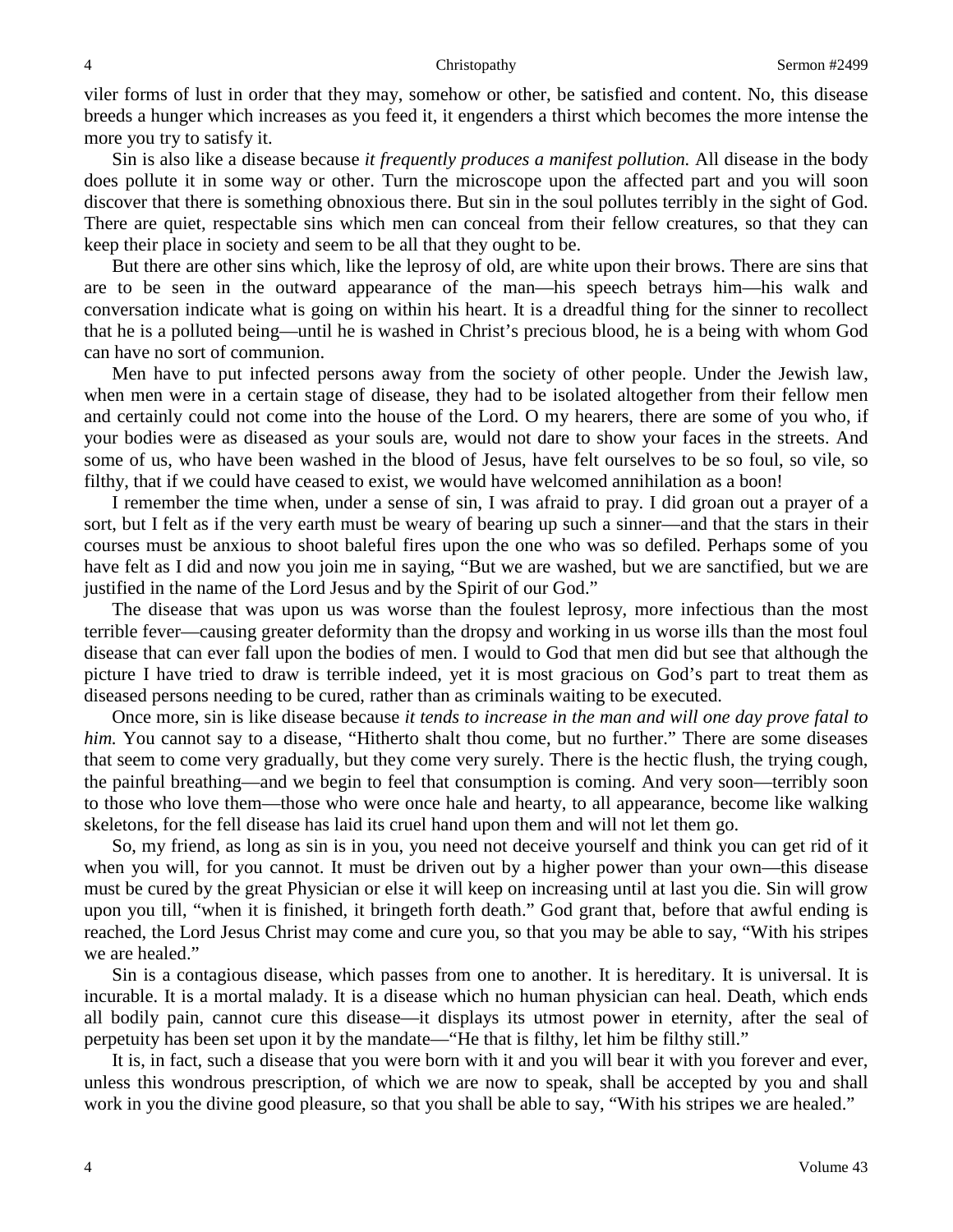viler forms of lust in order that they may, somehow or other, be satisfied and content. No, this disease breeds a hunger which increases as you feed it, it engenders a thirst which becomes the more intense the more you try to satisfy it.

Sin is also like a disease because *it frequently produces a manifest pollution.* All disease in the body does pollute it in some way or other. Turn the microscope upon the affected part and you will soon discover that there is something obnoxious there. But sin in the soul pollutes terribly in the sight of God. There are quiet, respectable sins which men can conceal from their fellow creatures, so that they can keep their place in society and seem to be all that they ought to be.

But there are other sins which, like the leprosy of old, are white upon their brows. There are sins that are to be seen in the outward appearance of the man—his speech betrays him—his walk and conversation indicate what is going on within his heart. It is a dreadful thing for the sinner to recollect that he is a polluted being—until he is washed in Christ's precious blood, he is a being with whom God can have no sort of communion.

Men have to put infected persons away from the society of other people. Under the Jewish law, when men were in a certain stage of disease, they had to be isolated altogether from their fellow men and certainly could not come into the house of the Lord. O my hearers, there are some of you who, if your bodies were as diseased as your souls are, would not dare to show your faces in the streets. And some of us, who have been washed in the blood of Jesus, have felt ourselves to be so foul, so vile, so filthy, that if we could have ceased to exist, we would have welcomed annihilation as a boon!

I remember the time when, under a sense of sin, I was afraid to pray. I did groan out a prayer of a sort, but I felt as if the very earth must be weary of bearing up such a sinner—and that the stars in their courses must be anxious to shoot baleful fires upon the one who was so defiled. Perhaps some of you have felt as I did and now you join me in saying, "But we are washed, but we are sanctified, but we are justified in the name of the Lord Jesus and by the Spirit of our God."

The disease that was upon us was worse than the foulest leprosy, more infectious than the most terrible fever—causing greater deformity than the dropsy and working in us worse ills than the most foul disease that can ever fall upon the bodies of men. I would to God that men did but see that although the picture I have tried to draw is terrible indeed, yet it is most gracious on God's part to treat them as diseased persons needing to be cured, rather than as criminals waiting to be executed.

Once more, sin is like disease because *it tends to increase in the man and will one day prove fatal to him.* You cannot say to a disease, "Hitherto shalt thou come, but no further." There are some diseases that seem to come very gradually, but they come very surely. There is the hectic flush, the trying cough, the painful breathing—and we begin to feel that consumption is coming. And very soon—terribly soon to those who love them—those who were once hale and hearty, to all appearance, become like walking skeletons, for the fell disease has laid its cruel hand upon them and will not let them go.

So, my friend, as long as sin is in you, you need not deceive yourself and think you can get rid of it when you will, for you cannot. It must be driven out by a higher power than your own—this disease must be cured by the great Physician or else it will keep on increasing until at last you die. Sin will grow upon you till, "when it is finished, it bringeth forth death." God grant that, before that awful ending is reached, the Lord Jesus Christ may come and cure you, so that you may be able to say, "With his stripes we are healed."

Sin is a contagious disease, which passes from one to another. It is hereditary. It is universal. It is incurable. It is a mortal malady. It is a disease which no human physician can heal. Death, which ends all bodily pain, cannot cure this disease—it displays its utmost power in eternity, after the seal of perpetuity has been set upon it by the mandate—"He that is filthy, let him be filthy still."

It is, in fact, such a disease that you were born with it and you will bear it with you forever and ever, unless this wondrous prescription, of which we are now to speak, shall be accepted by you and shall work in you the divine good pleasure, so that you shall be able to say, "With his stripes we are healed."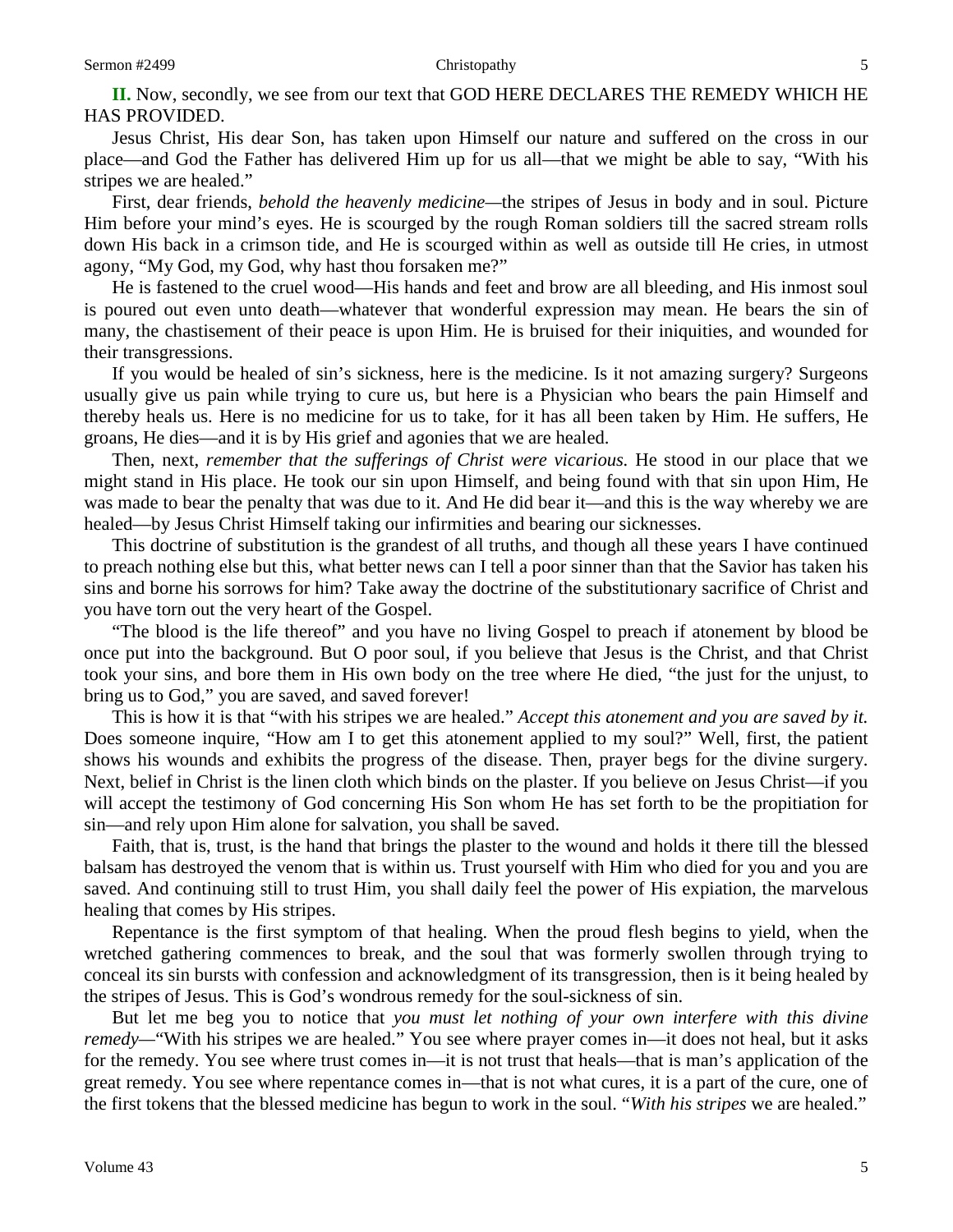**II.** Now, secondly, we see from our text that GOD HERE DECLARES THE REMEDY WHICH HE HAS PROVIDED.

Jesus Christ, His dear Son, has taken upon Himself our nature and suffered on the cross in our place—and God the Father has delivered Him up for us all—that we might be able to say, "With his stripes we are healed."

First, dear friends, *behold the heavenly medicine—*the stripes of Jesus in body and in soul. Picture Him before your mind's eyes. He is scourged by the rough Roman soldiers till the sacred stream rolls down His back in a crimson tide, and He is scourged within as well as outside till He cries, in utmost agony, "My God, my God, why hast thou forsaken me?"

He is fastened to the cruel wood—His hands and feet and brow are all bleeding, and His inmost soul is poured out even unto death—whatever that wonderful expression may mean. He bears the sin of many, the chastisement of their peace is upon Him. He is bruised for their iniquities, and wounded for their transgressions.

If you would be healed of sin's sickness, here is the medicine. Is it not amazing surgery? Surgeons usually give us pain while trying to cure us, but here is a Physician who bears the pain Himself and thereby heals us. Here is no medicine for us to take, for it has all been taken by Him. He suffers, He groans, He dies—and it is by His grief and agonies that we are healed.

Then, next, *remember that the sufferings of Christ were vicarious.* He stood in our place that we might stand in His place. He took our sin upon Himself, and being found with that sin upon Him, He was made to bear the penalty that was due to it. And He did bear it—and this is the way whereby we are healed—by Jesus Christ Himself taking our infirmities and bearing our sicknesses.

This doctrine of substitution is the grandest of all truths, and though all these years I have continued to preach nothing else but this, what better news can I tell a poor sinner than that the Savior has taken his sins and borne his sorrows for him? Take away the doctrine of the substitutionary sacrifice of Christ and you have torn out the very heart of the Gospel.

"The blood is the life thereof" and you have no living Gospel to preach if atonement by blood be once put into the background. But O poor soul, if you believe that Jesus is the Christ, and that Christ took your sins, and bore them in His own body on the tree where He died, "the just for the unjust, to bring us to God," you are saved, and saved forever!

This is how it is that "with his stripes we are healed." *Accept this atonement and you are saved by it.* Does someone inquire, "How am I to get this atonement applied to my soul?" Well, first, the patient shows his wounds and exhibits the progress of the disease. Then, prayer begs for the divine surgery. Next, belief in Christ is the linen cloth which binds on the plaster. If you believe on Jesus Christ—if you will accept the testimony of God concerning His Son whom He has set forth to be the propitiation for sin—and rely upon Him alone for salvation, you shall be saved.

Faith, that is, trust, is the hand that brings the plaster to the wound and holds it there till the blessed balsam has destroyed the venom that is within us. Trust yourself with Him who died for you and you are saved. And continuing still to trust Him, you shall daily feel the power of His expiation, the marvelous healing that comes by His stripes.

Repentance is the first symptom of that healing. When the proud flesh begins to yield, when the wretched gathering commences to break, and the soul that was formerly swollen through trying to conceal its sin bursts with confession and acknowledgment of its transgression, then is it being healed by the stripes of Jesus. This is God's wondrous remedy for the soul-sickness of sin.

But let me beg you to notice that *you must let nothing of your own interfere with this divine remedy—*"With his stripes we are healed." You see where prayer comes in—it does not heal, but it asks for the remedy. You see where trust comes in—it is not trust that heals—that is man's application of the great remedy. You see where repentance comes in—that is not what cures, it is a part of the cure, one of the first tokens that the blessed medicine has begun to work in the soul. "*With his stripes* we are healed."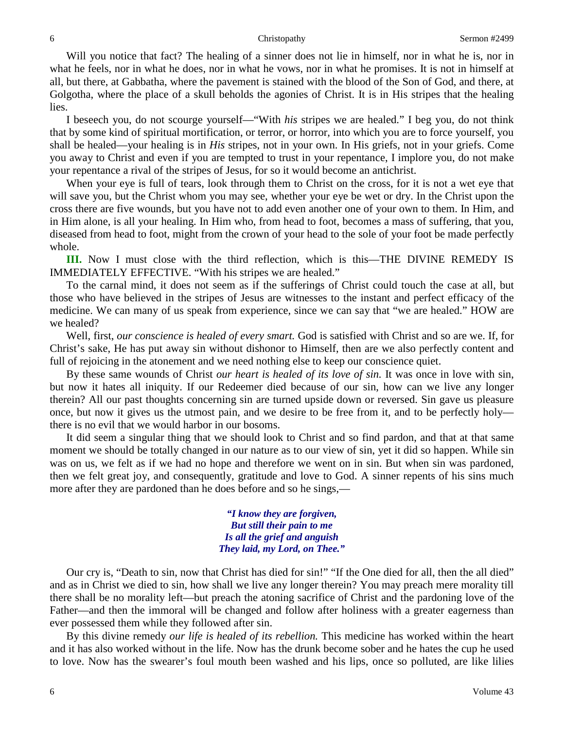Will you notice that fact? The healing of a sinner does not lie in himself, nor in what he is, nor in what he feels, nor in what he does, nor in what he vows, nor in what he promises. It is not in himself at all, but there, at Gabbatha, where the pavement is stained with the blood of the Son of God, and there, at Golgotha, where the place of a skull beholds the agonies of Christ. It is in His stripes that the healing lies.

I beseech you, do not scourge yourself—"With *his* stripes we are healed." I beg you, do not think that by some kind of spiritual mortification, or terror, or horror, into which you are to force yourself, you shall be healed—your healing is in *His* stripes, not in your own. In His griefs, not in your griefs. Come you away to Christ and even if you are tempted to trust in your repentance, I implore you, do not make your repentance a rival of the stripes of Jesus, for so it would become an antichrist.

When your eye is full of tears, look through them to Christ on the cross, for it is not a wet eye that will save you, but the Christ whom you may see, whether your eye be wet or dry. In the Christ upon the cross there are five wounds, but you have not to add even another one of your own to them. In Him, and in Him alone, is all your healing. In Him who, from head to foot, becomes a mass of suffering, that you, diseased from head to foot, might from the crown of your head to the sole of your foot be made perfectly whole.

**III.** Now I must close with the third reflection, which is this—THE DIVINE REMEDY IS IMMEDIATELY EFFECTIVE. "With his stripes we are healed."

To the carnal mind, it does not seem as if the sufferings of Christ could touch the case at all, but those who have believed in the stripes of Jesus are witnesses to the instant and perfect efficacy of the medicine. We can many of us speak from experience, since we can say that "we are healed." HOW are we healed?

Well, first, *our conscience is healed of every smart.* God is satisfied with Christ and so are we. If, for Christ's sake, He has put away sin without dishonor to Himself, then are we also perfectly content and full of rejoicing in the atonement and we need nothing else to keep our conscience quiet.

By these same wounds of Christ *our heart is healed of its love of sin.* It was once in love with sin, but now it hates all iniquity. If our Redeemer died because of our sin, how can we live any longer therein? All our past thoughts concerning sin are turned upside down or reversed. Sin gave us pleasure once, but now it gives us the utmost pain, and we desire to be free from it, and to be perfectly holy—there is no evil that we would harbor in our bosoms.

It did seem a singular thing that we should look to Christ and so find pardon, and that at that same moment we should be totally changed in our nature as to our view of sin, yet it did so happen. While sin was on us, we felt as if we had no hope and therefore we went on in sin. But when sin was pardoned, then we felt great joy, and consequently, gratitude and love to God. A sinner repents of his sins much more after they are pardoned than he does before and so he sings,—

> ***"I know they are forgiven,***
> ***But still their pain to me***
> ***Is all the grief and anguish***
> ***They laid, my Lord, on Thee."***

Our cry is, "Death to sin, now that Christ has died for sin!" "If the One died for all, then the all died" and as in Christ we died to sin, how shall we live any longer therein? You may preach mere morality till there shall be no morality left—but preach the atoning sacrifice of Christ and the pardoning love of the Father—and then the immoral will be changed and follow after holiness with a greater eagerness than ever possessed them while they followed after sin.

By this divine remedy *our life is healed of its rebellion.* This medicine has worked within the heart and it has also worked without in the life. Now has the drunk become sober and he hates the cup he used to love. Now has the swearer's foul mouth been washed and his lips, once so polluted, are like lilies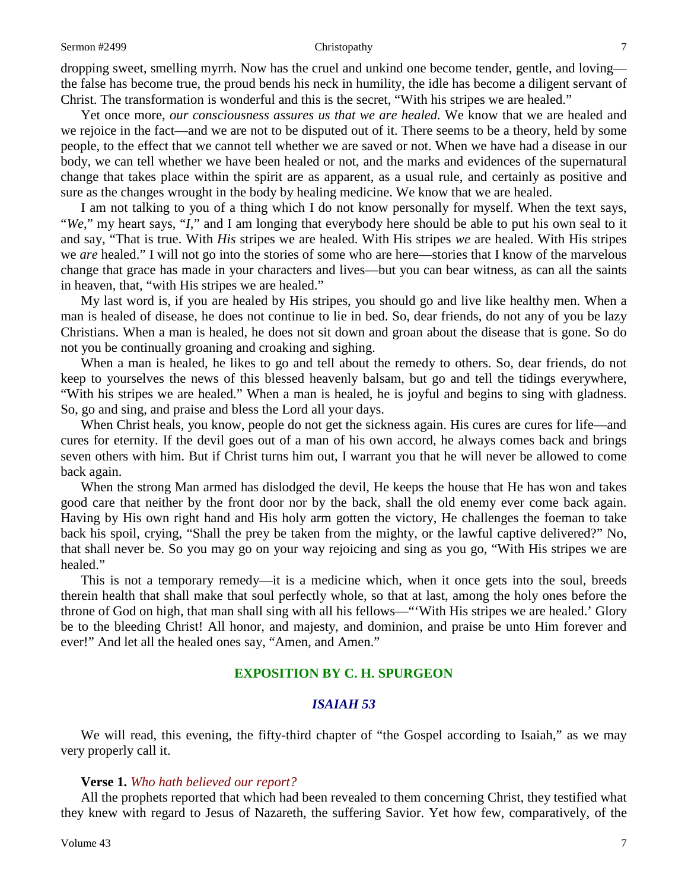dropping sweet, smelling myrrh. Now has the cruel and unkind one become tender, gentle, and loving—the false has become true, the proud bends his neck in humility, the idle has become a diligent servant of Christ. The transformation is wonderful and this is the secret, "With his stripes we are healed."

Yet once more, *our consciousness assures us that we are healed.* We know that we are healed and we rejoice in the fact—and we are not to be disputed out of it. There seems to be a theory, held by some people, to the effect that we cannot tell whether we are saved or not. When we have had a disease in our body, we can tell whether we have been healed or not, and the marks and evidences of the supernatural change that takes place within the spirit are as apparent, as a usual rule, and certainly as positive and sure as the changes wrought in the body by healing medicine. We know that we are healed.

I am not talking to you of a thing which I do not know personally for myself. When the text says, "*We*," my heart says, "*I*," and I am longing that everybody here should be able to put his own seal to it and say, "That is true. With *His* stripes we are healed. With His stripes *we* are healed. With His stripes we *are* healed." I will not go into the stories of some who are here—stories that I know of the marvelous change that grace has made in your characters and lives—but you can bear witness, as can all the saints in heaven, that, "with His stripes we are healed."

My last word is, if you are healed by His stripes, you should go and live like healthy men. When a man is healed of disease, he does not continue to lie in bed. So, dear friends, do not any of you be lazy Christians. When a man is healed, he does not sit down and groan about the disease that is gone. So do not you be continually groaning and croaking and sighing.

When a man is healed, he likes to go and tell about the remedy to others. So, dear friends, do not keep to yourselves the news of this blessed heavenly balsam, but go and tell the tidings everywhere, "With his stripes we are healed." When a man is healed, he is joyful and begins to sing with gladness. So, go and sing, and praise and bless the Lord all your days.

When Christ heals, you know, people do not get the sickness again. His cures are cures for life—and cures for eternity. If the devil goes out of a man of his own accord, he always comes back and brings seven others with him. But if Christ turns him out, I warrant you that he will never be allowed to come back again.

When the strong Man armed has dislodged the devil, He keeps the house that He has won and takes good care that neither by the front door nor by the back, shall the old enemy ever come back again. Having by His own right hand and His holy arm gotten the victory, He challenges the foeman to take back his spoil, crying, "Shall the prey be taken from the mighty, or the lawful captive delivered?" No, that shall never be. So you may go on your way rejoicing and sing as you go, "With His stripes we are healed."

This is not a temporary remedy—it is a medicine which, when it once gets into the soul, breeds therein health that shall make that soul perfectly whole, so that at last, among the holy ones before the throne of God on high, that man shall sing with all his fellows—"'With His stripes we are healed.' Glory be to the bleeding Christ! All honor, and majesty, and dominion, and praise be unto Him forever and ever!" And let all the healed ones say, "Amen, and Amen."

## EXPOSITION BY C. H. SPURGEON

### *ISAIAH 53*

We will read, this evening, the fifty-third chapter of "the Gospel according to Isaiah," as we may very properly call it.

**Verse 1.** *Who hath believed our report?*

All the prophets reported that which had been revealed to them concerning Christ, they testified what they knew with regard to Jesus of Nazareth, the suffering Savior. Yet how few, comparatively, of the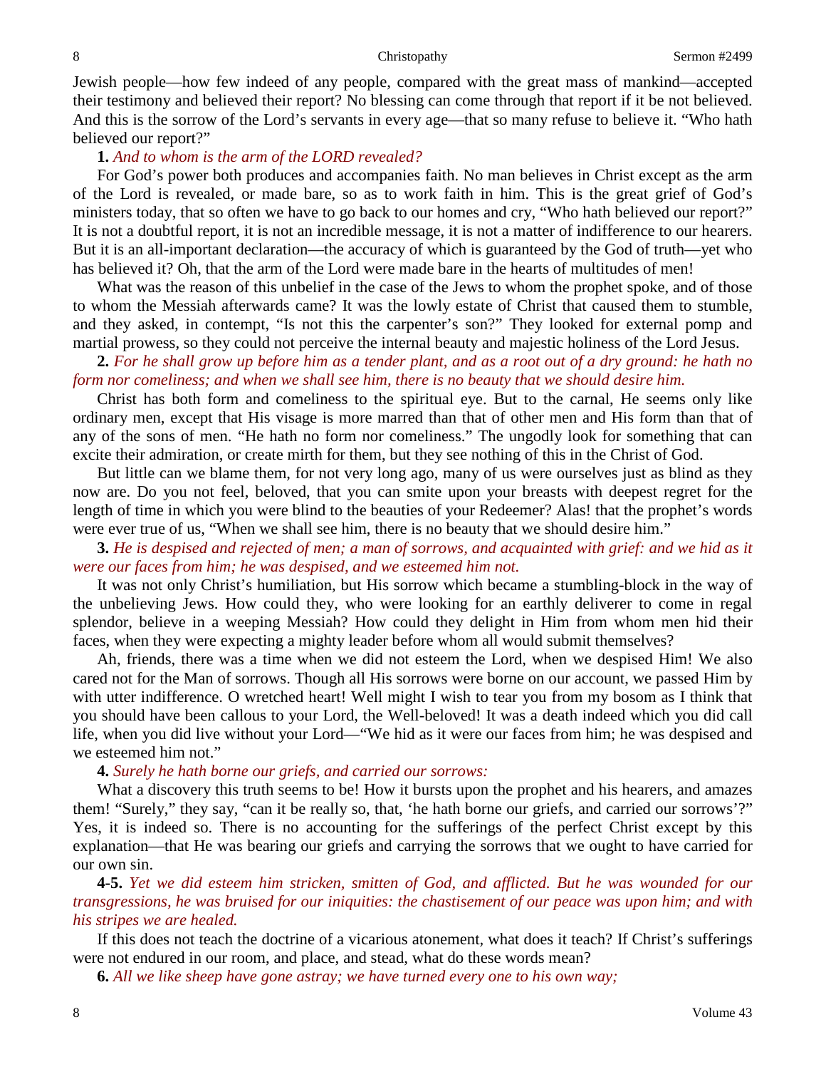Jewish people—how few indeed of any people, compared with the great mass of mankind—accepted their testimony and believed their report? No blessing can come through that report if it be not believed. And this is the sorrow of the Lord's servants in every age—that so many refuse to believe it. "Who hath believed our report?"

**1.** *And to whom is the arm of the LORD revealed?*

For God's power both produces and accompanies faith. No man believes in Christ except as the arm of the Lord is revealed, or made bare, so as to work faith in him. This is the great grief of God's ministers today, that so often we have to go back to our homes and cry, "Who hath believed our report?" It is not a doubtful report, it is not an incredible message, it is not a matter of indifference to our hearers. But it is an all-important declaration—the accuracy of which is guaranteed by the God of truth—yet who has believed it? Oh, that the arm of the Lord were made bare in the hearts of multitudes of men!

What was the reason of this unbelief in the case of the Jews to whom the prophet spoke, and of those to whom the Messiah afterwards came? It was the lowly estate of Christ that caused them to stumble, and they asked, in contempt, "Is not this the carpenter's son?" They looked for external pomp and martial prowess, so they could not perceive the internal beauty and majestic holiness of the Lord Jesus.

**2.** *For he shall grow up before him as a tender plant, and as a root out of a dry ground: he hath no form nor comeliness; and when we shall see him, there is no beauty that we should desire him.*

Christ has both form and comeliness to the spiritual eye. But to the carnal, He seems only like ordinary men, except that His visage is more marred than that of other men and His form than that of any of the sons of men. "He hath no form nor comeliness." The ungodly look for something that can excite their admiration, or create mirth for them, but they see nothing of this in the Christ of God.

But little can we blame them, for not very long ago, many of us were ourselves just as blind as they now are. Do you not feel, beloved, that you can smite upon your breasts with deepest regret for the length of time in which you were blind to the beauties of your Redeemer? Alas! that the prophet's words were ever true of us, "When we shall see him, there is no beauty that we should desire him."

**3.** *He is despised and rejected of men; a man of sorrows, and acquainted with grief: and we hid as it were our faces from him; he was despised, and we esteemed him not.*

It was not only Christ's humiliation, but His sorrow which became a stumbling-block in the way of the unbelieving Jews. How could they, who were looking for an earthly deliverer to come in regal splendor, believe in a weeping Messiah? How could they delight in Him from whom men hid their faces, when they were expecting a mighty leader before whom all would submit themselves?

Ah, friends, there was a time when we did not esteem the Lord, when we despised Him! We also cared not for the Man of sorrows. Though all His sorrows were borne on our account, we passed Him by with utter indifference. O wretched heart! Well might I wish to tear you from my bosom as I think that you should have been callous to your Lord, the Well-beloved! It was a death indeed which you did call life, when you did live without your Lord—"We hid as it were our faces from him; he was despised and we esteemed him not."

**4.** *Surely he hath borne our griefs, and carried our sorrows:*

What a discovery this truth seems to be! How it bursts upon the prophet and his hearers, and amazes them! "Surely," they say, "can it be really so, that, 'he hath borne our griefs, and carried our sorrows'?" Yes, it is indeed so. There is no accounting for the sufferings of the perfect Christ except by this explanation—that He was bearing our griefs and carrying the sorrows that we ought to have carried for our own sin.

**4-5.** *Yet we did esteem him stricken, smitten of God, and afflicted. But he was wounded for our transgressions, he was bruised for our iniquities: the chastisement of our peace was upon him; and with his stripes we are healed.*

If this does not teach the doctrine of a vicarious atonement, what does it teach? If Christ's sufferings were not endured in our room, and place, and stead, what do these words mean?

**6.** *All we like sheep have gone astray; we have turned every one to his own way;*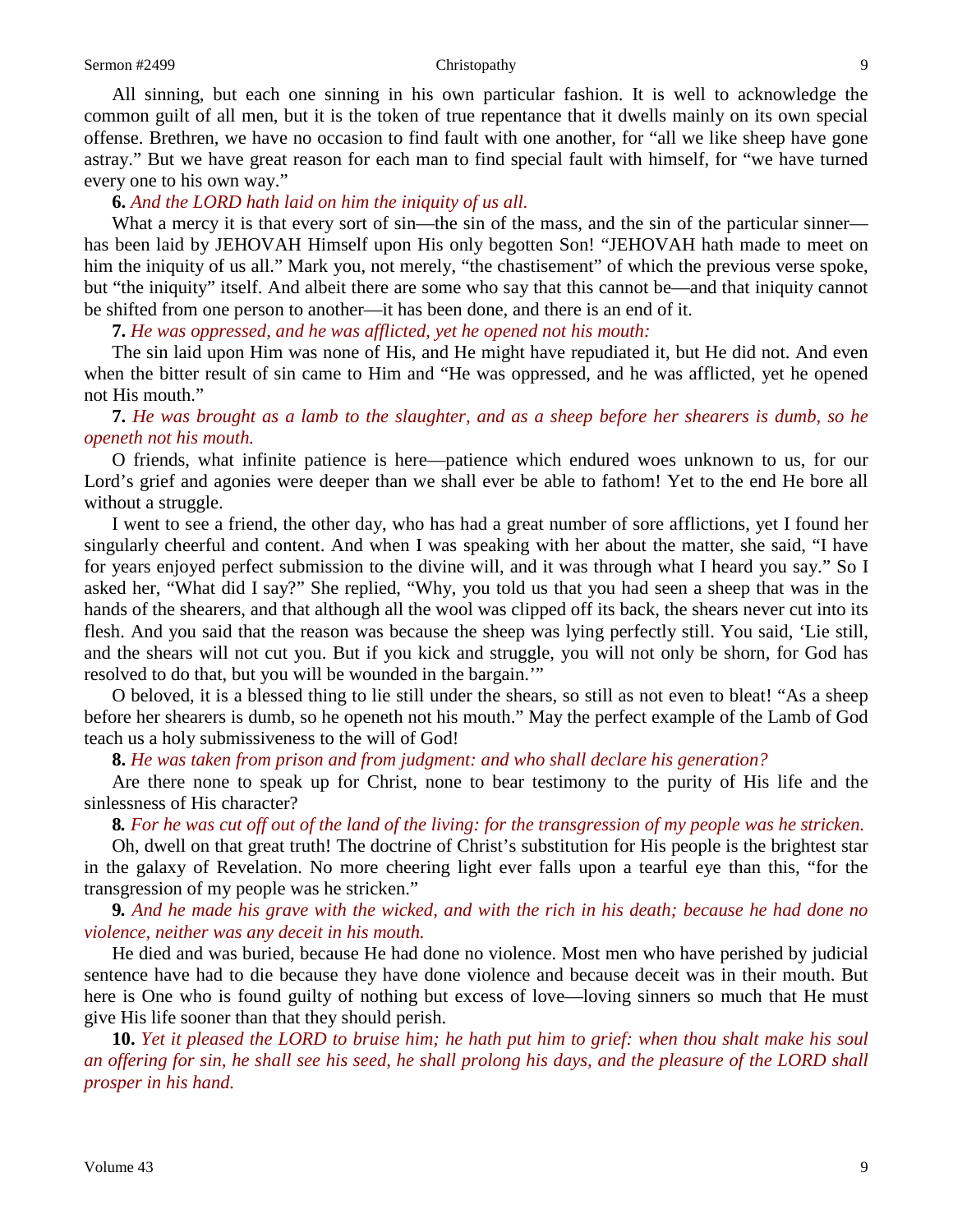All sinning, but each one sinning in his own particular fashion. It is well to acknowledge the common guilt of all men, but it is the token of true repentance that it dwells mainly on its own special offense. Brethren, we have no occasion to find fault with one another, for "all we like sheep have gone astray." But we have great reason for each man to find special fault with himself, for "we have turned every one to his own way."

**6.** *And the LORD hath laid on him the iniquity of us all.*

What a mercy it is that every sort of sin—the sin of the mass, and the sin of the particular sinner—has been laid by JEHOVAH Himself upon His only begotten Son! "JEHOVAH hath made to meet on him the iniquity of us all." Mark you, not merely, "the chastisement" of which the previous verse spoke, but "the iniquity" itself. And albeit there are some who say that this cannot be—and that iniquity cannot be shifted from one person to another—it has been done, and there is an end of it.

**7.** *He was oppressed, and he was afflicted, yet he opened not his mouth:*

The sin laid upon Him was none of His, and He might have repudiated it, but He did not. And even when the bitter result of sin came to Him and "He was oppressed, and he was afflicted, yet he opened not His mouth."

**7.** *He was brought as a lamb to the slaughter, and as a sheep before her shearers is dumb, so he openeth not his mouth.*

O friends, what infinite patience is here—patience which endured woes unknown to us, for our Lord's grief and agonies were deeper than we shall ever be able to fathom! Yet to the end He bore all without a struggle.

I went to see a friend, the other day, who has had a great number of sore afflictions, yet I found her singularly cheerful and content. And when I was speaking with her about the matter, she said, "I have for years enjoyed perfect submission to the divine will, and it was through what I heard you say." So I asked her, "What did I say?" She replied, "Why, you told us that you had seen a sheep that was in the hands of the shearers, and that although all the wool was clipped off its back, the shears never cut into its flesh. And you said that the reason was because the sheep was lying perfectly still. You said, 'Lie still, and the shears will not cut you. But if you kick and struggle, you will not only be shorn, for God has resolved to do that, but you will be wounded in the bargain.'"

O beloved, it is a blessed thing to lie still under the shears, so still as not even to bleat! "As a sheep before her shearers is dumb, so he openeth not his mouth." May the perfect example of the Lamb of God teach us a holy submissiveness to the will of God!

**8.** *He was taken from prison and from judgment: and who shall declare his generation?*

Are there none to speak up for Christ, none to bear testimony to the purity of His life and the sinlessness of His character?

**8.** *For he was cut off out of the land of the living: for the transgression of my people was he stricken.*

Oh, dwell on that great truth! The doctrine of Christ's substitution for His people is the brightest star in the galaxy of Revelation. No more cheering light ever falls upon a tearful eye than this, "for the transgression of my people was he stricken."

**9.** *And he made his grave with the wicked, and with the rich in his death; because he had done no violence, neither was any deceit in his mouth.*

He died and was buried, because He had done no violence. Most men who have perished by judicial sentence have had to die because they have done violence and because deceit was in their mouth. But here is One who is found guilty of nothing but excess of love—loving sinners so much that He must give His life sooner than that they should perish.

**10.** *Yet it pleased the LORD to bruise him; he hath put him to grief: when thou shalt make his soul an offering for sin, he shall see his seed, he shall prolong his days, and the pleasure of the LORD shall prosper in his hand.*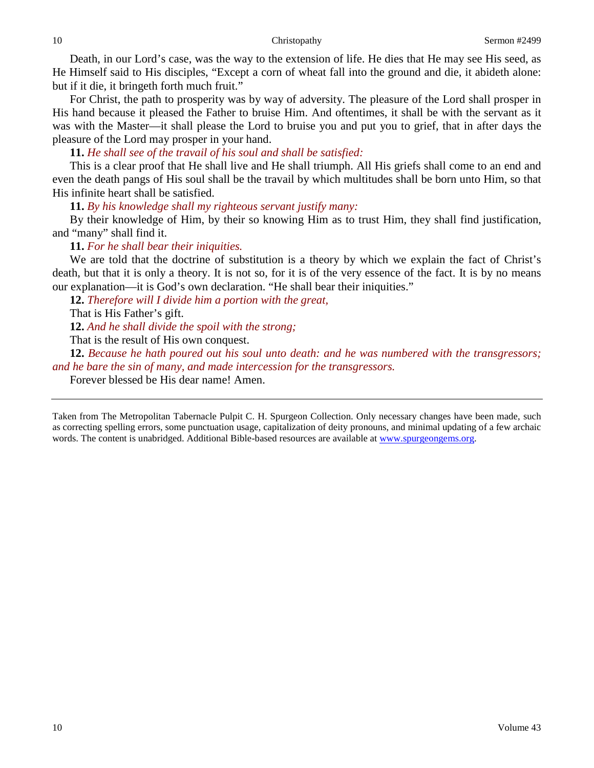Death, in our Lord's case, was the way to the extension of life. He dies that He may see His seed, as He Himself said to His disciples, "Except a corn of wheat fall into the ground and die, it abideth alone: but if it die, it bringeth forth much fruit."

For Christ, the path to prosperity was by way of adversity. The pleasure of the Lord shall prosper in His hand because it pleased the Father to bruise Him. And oftentimes, it shall be with the servant as it was with the Master—it shall please the Lord to bruise you and put you to grief, that in after days the pleasure of the Lord may prosper in your hand.

**11.** *He shall see of the travail of his soul and shall be satisfied:*

This is a clear proof that He shall live and He shall triumph. All His griefs shall come to an end and even the death pangs of His soul shall be the travail by which multitudes shall be born unto Him, so that His infinite heart shall be satisfied.

**11.** *By his knowledge shall my righteous servant justify many:*

By their knowledge of Him, by their so knowing Him as to trust Him, they shall find justification, and "many" shall find it.

**11.** *For he shall bear their iniquities.*

We are told that the doctrine of substitution is a theory by which we explain the fact of Christ's death, but that it is only a theory. It is not so, for it is of the very essence of the fact. It is by no means our explanation—it is God's own declaration. "He shall bear their iniquities."

**12.** *Therefore will I divide him a portion with the great,*

That is His Father's gift.

**12.** *And he shall divide the spoil with the strong;*

That is the result of His own conquest.

**12.** *Because he hath poured out his soul unto death: and he was numbered with the transgressors; and he bare the sin of many, and made intercession for the transgressors.*

Forever blessed be His dear name! Amen.

---

Taken from The Metropolitan Tabernacle Pulpit C. H. Spurgeon Collection. Only necessary changes have been made, such as correcting spelling errors, some punctuation usage, capitalization of deity pronouns, and minimal updating of a few archaic words. The content is unabridged. Additional Bible-based resources are available at www.spurgeongems.org.